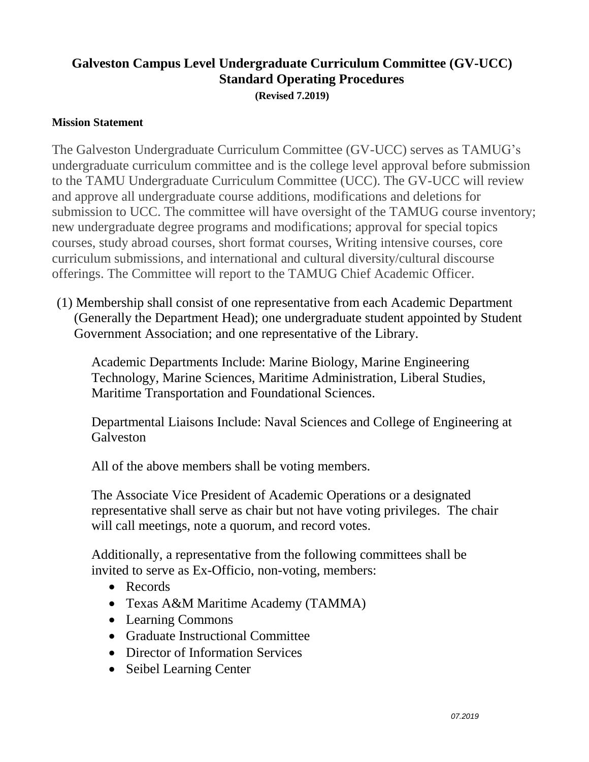# Galveston Campus Level Undergraduate Curriculum Committee (GV-UCC) Standard Operating Procedures

**(Revised 7.2019)**

**Mission Statement**

The Galveston Undergraduate Curriculum Committee (GV-UCC) serves as TAMUG's undergraduate curriculum committee and is the college level approval before submission to the TAMU Undergraduate Curriculum Committee (UCC). The GV-UCC will review and approve all undergraduate course additions, modifications and deletions for submission to UCC. The committee will have oversight of the TAMUG course inventory; new undergraduate degree programs and modifications; approval for special topics courses, study abroad courses, short format courses, Writing intensive courses, core curriculum submissions, and international and cultural diversity/cultural discourse offerings. The Committee will report to the TAMUG Chief Academic Officer.

(1) Membership shall consist of one representative from each Academic Department (Generally the Department Head); one undergraduate student appointed by Student Government Association; and one representative of the Library.

Academic Departments Include: Marine Biology, Marine Engineering Technology, Marine Sciences, Maritime Administration, Liberal Studies, Maritime Transportation and Foundational Sciences.

Departmental Liaisons Include: Naval Sciences and College of Engineering at Galveston

All of the above members shall be voting members.

The Associate Vice President of Academic Operations or a designated representative shall serve as chair but not have voting privileges. The chair will call meetings, note a quorum, and record votes.

Additionally, a representative from the following committees shall be invited to serve as Ex-Officio, non-voting, members:

- Records
- Texas A&M Maritime Academy (TAMMA)
- Learning Commons
- Graduate Instructional Committee
- Director of Information Services
- Seibel Learning Center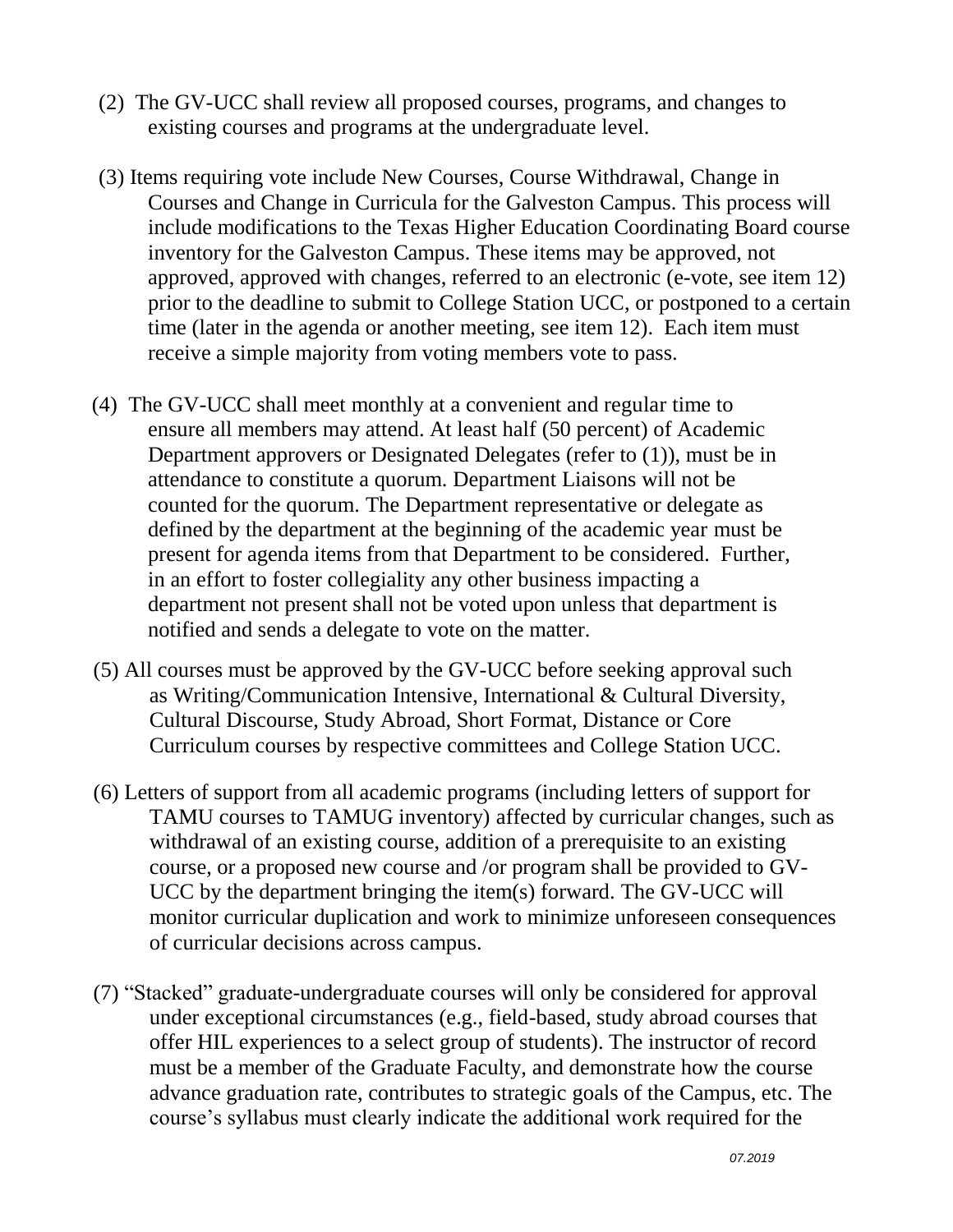(2) The GV-UCC shall review all proposed courses, programs, and changes to existing courses and programs at the undergraduate level.

(3) Items requiring vote include New Courses, Course Withdrawal, Change in Courses and Change in Curricula for the Galveston Campus. This process will include modifications to the Texas Higher Education Coordinating Board course inventory for the Galveston Campus. These items may be approved, not approved, approved with changes, referred to an electronic (e-vote, see item 12) prior to the deadline to submit to College Station UCC, or postponed to a certain time (later in the agenda or another meeting, see item 12). Each item must receive a simple majority from voting members vote to pass.

(4) The GV-UCC shall meet monthly at a convenient and regular time to ensure all members may attend. At least half (50 percent) of Academic Department approvers or Designated Delegates (refer to (1)), must be in attendance to constitute a quorum. Department Liaisons will not be counted for the quorum. The Department representative or delegate as defined by the department at the beginning of the academic year must be present for agenda items from that Department to be considered. Further, in an effort to foster collegiality any other business impacting a department not present shall not be voted upon unless that department is notified and sends a delegate to vote on the matter.

(5) All courses must be approved by the GV-UCC before seeking approval such as Writing/Communication Intensive, International & Cultural Diversity, Cultural Discourse, Study Abroad, Short Format, Distance or Core Curriculum courses by respective committees and College Station UCC.

(6) Letters of support from all academic programs (including letters of support for TAMU courses to TAMUG inventory) affected by curricular changes, such as withdrawal of an existing course, addition of a prerequisite to an existing course, or a proposed new course and /or program shall be provided to GV-UCC by the department bringing the item(s) forward. The GV-UCC will monitor curricular duplication and work to minimize unforeseen consequences of curricular decisions across campus.

(7) "Stacked" graduate-undergraduate courses will only be considered for approval under exceptional circumstances (e.g., field-based, study abroad courses that offer HIL experiences to a select group of students). The instructor of record must be a member of the Graduate Faculty, and demonstrate how the course advance graduation rate, contributes to strategic goals of the Campus, etc. The course's syllabus must clearly indicate the additional work required for the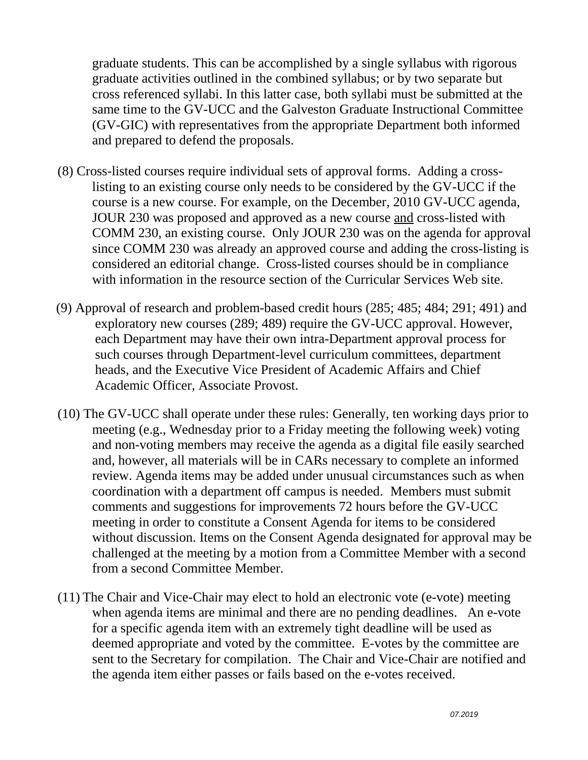graduate students. This can be accomplished by a single syllabus with rigorous graduate activities outlined in the combined syllabus; or by two separate but cross referenced syllabi. In this latter case, both syllabi must be submitted at the same time to the GV-UCC and the Galveston Graduate Instructional Committee (GV-GIC) with representatives from the appropriate Department both informed and prepared to defend the proposals.

(8) Cross-listed courses require individual sets of approval forms. Adding a cross-listing to an existing course only needs to be considered by the GV-UCC if the course is a new course. For example, on the December, 2010 GV-UCC agenda, JOUR 230 was proposed and approved as a new course <u>and</u> cross-listed with COMM 230, an existing course. Only JOUR 230 was on the agenda for approval since COMM 230 was already an approved course and adding the cross-listing is considered an editorial change. Cross-listed courses should be in compliance with information in the resource section of the Curricular Services Web site.

(9) Approval of research and problem-based credit hours (285; 485; 484; 291; 491) and exploratory new courses (289; 489) require the GV-UCC approval. However, each Department may have their own intra-Department approval process for such courses through Department-level curriculum committees, department heads, and the Executive Vice President of Academic Affairs and Chief Academic Officer, Associate Provost.

(10) The GV-UCC shall operate under these rules: Generally, ten working days prior to meeting (e.g., Wednesday prior to a Friday meeting the following week) voting and non-voting members may receive the agenda as a digital file easily searched and, however, all materials will be in CARs necessary to complete an informed review. Agenda items may be added under unusual circumstances such as when coordination with a department off campus is needed. Members must submit comments and suggestions for improvements 72 hours before the GV-UCC meeting in order to constitute a Consent Agenda for items to be considered without discussion. Items on the Consent Agenda designated for approval may be challenged at the meeting by a motion from a Committee Member with a second from a second Committee Member.

(11) The Chair and Vice-Chair may elect to hold an electronic vote (e-vote) meeting when agenda items are minimal and there are no pending deadlines. An e-vote for a specific agenda item with an extremely tight deadline will be used as deemed appropriate and voted by the committee. E-votes by the committee are sent to the Secretary for compilation. The Chair and Vice-Chair are notified and the agenda item either passes or fails based on the e-votes received.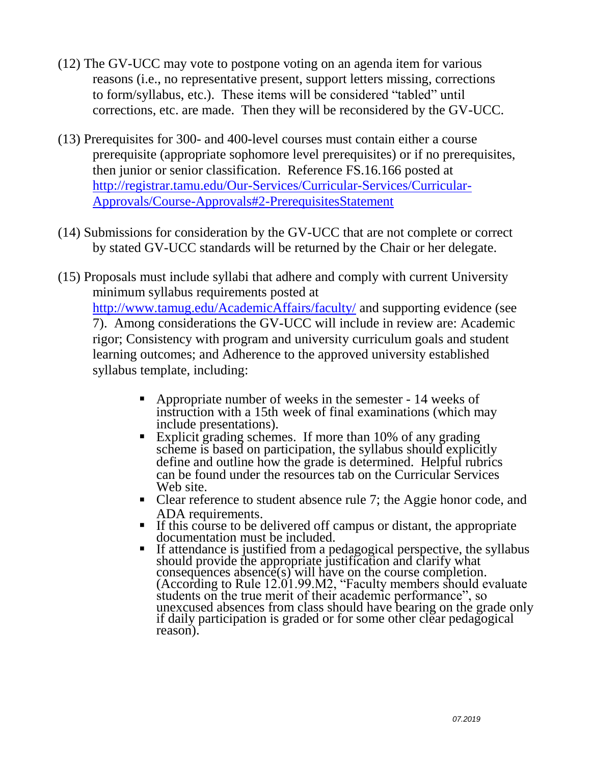(12) The GV-UCC may vote to postpone voting on an agenda item for various reasons (i.e., no representative present, support letters missing, corrections to form/syllabus, etc.). These items will be considered "tabled" until corrections, etc. are made. Then they will be reconsidered by the GV-UCC.

(13) Prerequisites for 300- and 400-level courses must contain either a course prerequisite (appropriate sophomore level prerequisites) or if no prerequisites, then junior or senior classification. Reference FS.16.166 posted at [http://registrar.tamu.edu/Our-Services/Curricular-Services/Curricular-Approvals/Course-Approvals#2-PrerequisitesStatement](http://registrar.tamu.edu/Our-Services/Curricular-Services/Curricular-Approvals/Course-Approvals#2-PrerequisitesStatement)

(14) Submissions for consideration by the GV-UCC that are not complete or correct by stated GV-UCC standards will be returned by the Chair or her delegate.

(15) Proposals must include syllabi that adhere and comply with current University minimum syllabus requirements posted at [http://www.tamug.edu/AcademicAffairs/faculty/](http://www.tamug.edu/AcademicAffairs/faculty/) and supporting evidence (see 7). Among considerations the GV-UCC will include in review are: Academic rigor; Consistency with program and university curriculum goals and student learning outcomes; and Adherence to the approved university established syllabus template, including:

- Appropriate number of weeks in the semester - 14 weeks of instruction with a 15th week of final examinations (which may include presentations).
- Explicit grading schemes. If more than 10% of any grading scheme is based on participation, the syllabus should explicitly define and outline how the grade is determined. Helpful rubrics can be found under the resources tab on the Curricular Services Web site.
- Clear reference to student absence rule 7; the Aggie honor code, and ADA requirements.
- If this course to be delivered off campus or distant, the appropriate documentation must be included.
- If attendance is justified from a pedagogical perspective, the syllabus should provide the appropriate justification and clarify what consequences absence(s) will have on the course completion. (According to Rule 12.01.99.M2, "Faculty members should evaluate students on the true merit of their academic performance", so unexcused absences from class should have bearing on the grade only if daily participation is graded or for some other clear pedagogical reason).